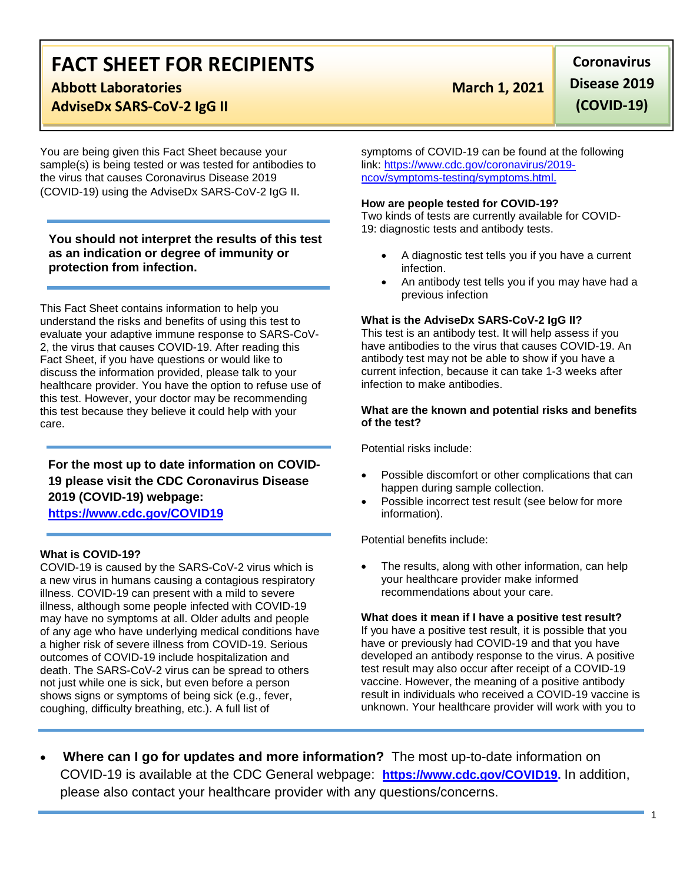# FACT SHEET FOR RECIPIENTS

**Abbott Laboratories**
**AdviseDx SARS-CoV-2 IgG II**

**March 1, 2021**

**Coronavirus Disease 2019 (COVID-19)**

You are being given this Fact Sheet because your sample(s) is being tested or was tested for antibodies to the virus that causes Coronavirus Disease 2019 (COVID-19) using the AdviseDx SARS-CoV-2 IgG II.

**You should not interpret the results of this test as an indication or degree of immunity or protection from infection.**

This Fact Sheet contains information to help you understand the risks and benefits of using this test to evaluate your adaptive immune response to SARS-CoV-2, the virus that causes COVID-19. After reading this Fact Sheet, if you have questions or would like to discuss the information provided, please talk to your healthcare provider. You have the option to refuse use of this test. However, your doctor may be recommending this test because they believe it could help with your care.

**For the most up to date information on COVID-19 please visit the CDC Coronavirus Disease 2019 (COVID-19) webpage: [https://www.cdc.gov/COVID19](https://www.cdc.gov/COVID19)**

**What is COVID-19?**
COVID-19 is caused by the SARS-CoV-2 virus which is a new virus in humans causing a contagious respiratory illness. COVID-19 can present with a mild to severe illness, although some people infected with COVID-19 may have no symptoms at all. Older adults and people of any age who have underlying medical conditions have a higher risk of severe illness from COVID-19. Serious outcomes of COVID-19 include hospitalization and death. The SARS-CoV-2 virus can be spread to others not just while one is sick, but even before a person shows signs or symptoms of being sick (e.g., fever, coughing, difficulty breathing, etc.). A full list of symptoms of COVID-19 can be found at the following link: [https://www.cdc.gov/coronavirus/2019-ncov/symptoms-testing/symptoms.html.](https://www.cdc.gov/coronavirus/2019-ncov/symptoms-testing/symptoms.html)

**How are people tested for COVID-19?**
Two kinds of tests are currently available for COVID-19: diagnostic tests and antibody tests.

- A diagnostic test tells you if you have a current infection.
- An antibody test tells you if you may have had a previous infection

**What is the AdviseDx SARS-CoV-2 IgG II?**
This test is an antibody test. It will help assess if you have antibodies to the virus that causes COVID-19. An antibody test may not be able to show if you have a current infection, because it can take 1-3 weeks after infection to make antibodies.

**What are the known and potential risks and benefits of the test?**

Potential risks include:

- Possible discomfort or other complications that can happen during sample collection.
- Possible incorrect test result (see below for more information).

Potential benefits include:

- The results, along with other information, can help your healthcare provider make informed recommendations about your care.

**What does it mean if I have a positive test result?**
If you have a positive test result, it is possible that you have or previously had COVID-19 and that you have developed an antibody response to the virus. A positive test result may also occur after receipt of a COVID-19 vaccine. However, the meaning of a positive antibody result in individuals who received a COVID-19 vaccine is unknown. Your healthcare provider will work with you to

- **Where can I go for updates and more information?** The most up-to-date information on COVID-19 is available at the CDC General webpage: **[https://www.cdc.gov/COVID19](https://www.cdc.gov/COVID19).** In addition, please also contact your healthcare provider with any questions/concerns.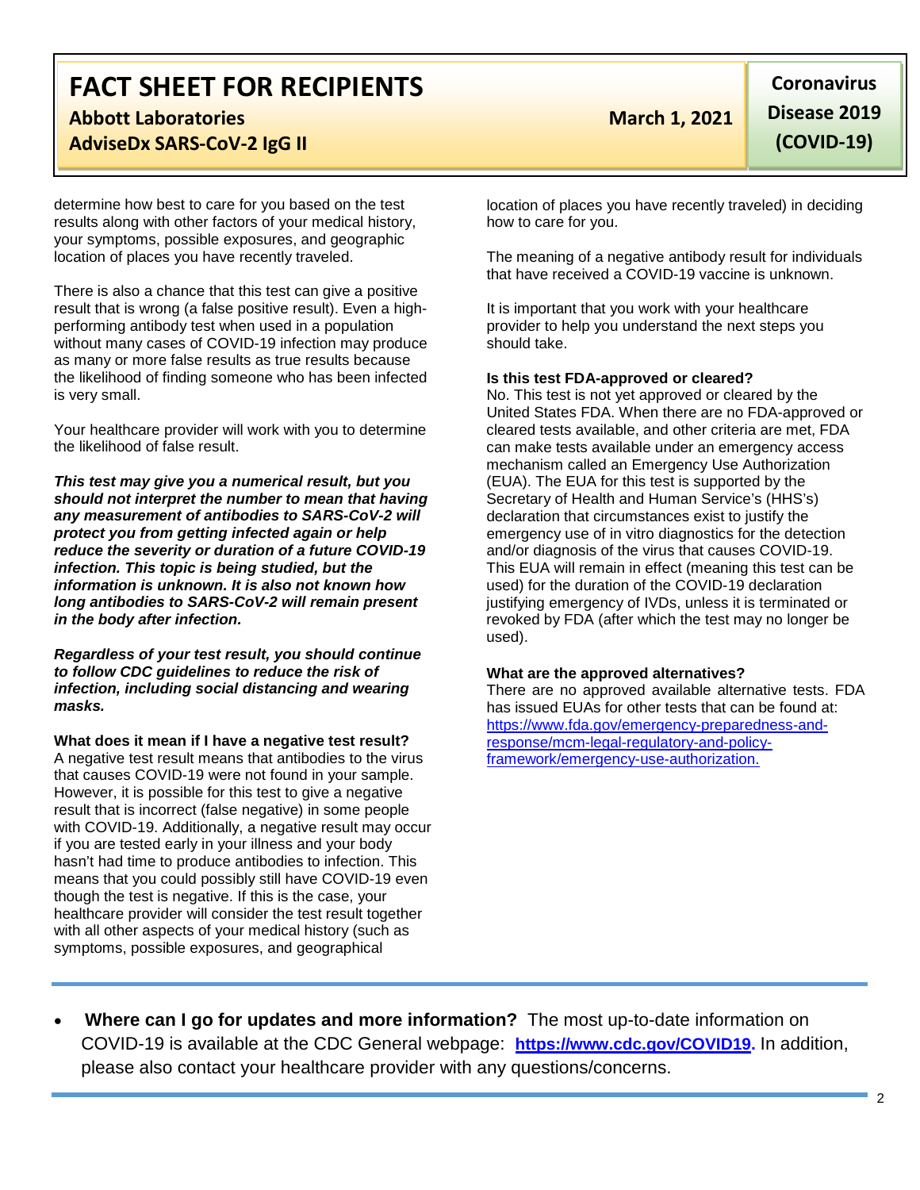determine how best to care for you based on the test results along with other factors of your medical history, your symptoms, possible exposures, and geographic location of places you have recently traveled.

There is also a chance that this test can give a positive result that is wrong (a false positive result). Even a high-performing antibody test when used in a population without many cases of COVID-19 infection may produce as many or more false results as true results because the likelihood of finding someone who has been infected is very small.

Your healthcare provider will work with you to determine the likelihood of false result.

***This test may give you a numerical result, but you should not interpret the number to mean that having any measurement of antibodies to SARS-CoV-2 will protect you from getting infected again or help reduce the severity or duration of a future COVID-19 infection. This topic is being studied, but the information is unknown. It is also not known how long antibodies to SARS-CoV-2 will remain present in the body after infection.***

***Regardless of your test result, you should continue to follow CDC guidelines to reduce the risk of infection, including social distancing and wearing masks.***

**What does it mean if I have a negative test result?**
A negative test result means that antibodies to the virus that causes COVID-19 were not found in your sample. However, it is possible for this test to give a negative result that is incorrect (false negative) in some people with COVID-19. Additionally, a negative result may occur if you are tested early in your illness and your body hasn't had time to produce antibodies to infection. This means that you could possibly still have COVID-19 even though the test is negative. If this is the case, your healthcare provider will consider the test result together with all other aspects of your medical history (such as symptoms, possible exposures, and geographical location of places you have recently traveled) in deciding how to care for you.

The meaning of a negative antibody result for individuals that have received a COVID-19 vaccine is unknown.

It is important that you work with your healthcare provider to help you understand the next steps you should take.

**Is this test FDA-approved or cleared?**
No. This test is not yet approved or cleared by the United States FDA. When there are no FDA-approved or cleared tests available, and other criteria are met, FDA can make tests available under an emergency access mechanism called an Emergency Use Authorization (EUA). The EUA for this test is supported by the Secretary of Health and Human Service's (HHS's) declaration that circumstances exist to justify the emergency use of in vitro diagnostics for the detection and/or diagnosis of the virus that causes COVID-19. This EUA will remain in effect (meaning this test can be used) for the duration of the COVID-19 declaration justifying emergency of IVDs, unless it is terminated or revoked by FDA (after which the test may no longer be used).

**What are the approved alternatives?**
There are no approved available alternative tests. FDA has issued EUAs for other tests that can be found at: [https://www.fda.gov/emergency-preparedness-and-response/mcm-legal-regulatory-and-policy-framework/emergency-use-authorization.](https://www.fda.gov/emergency-preparedness-and-response/mcm-legal-regulatory-and-policy-framework/emergency-use-authorization)

- **Where can I go for updates and more information?** The most up-to-date information on COVID-19 is available at the CDC General webpage: **[https://www.cdc.gov/COVID19](https://www.cdc.gov/COVID19).** In addition, please also contact your healthcare provider with any questions/concerns.